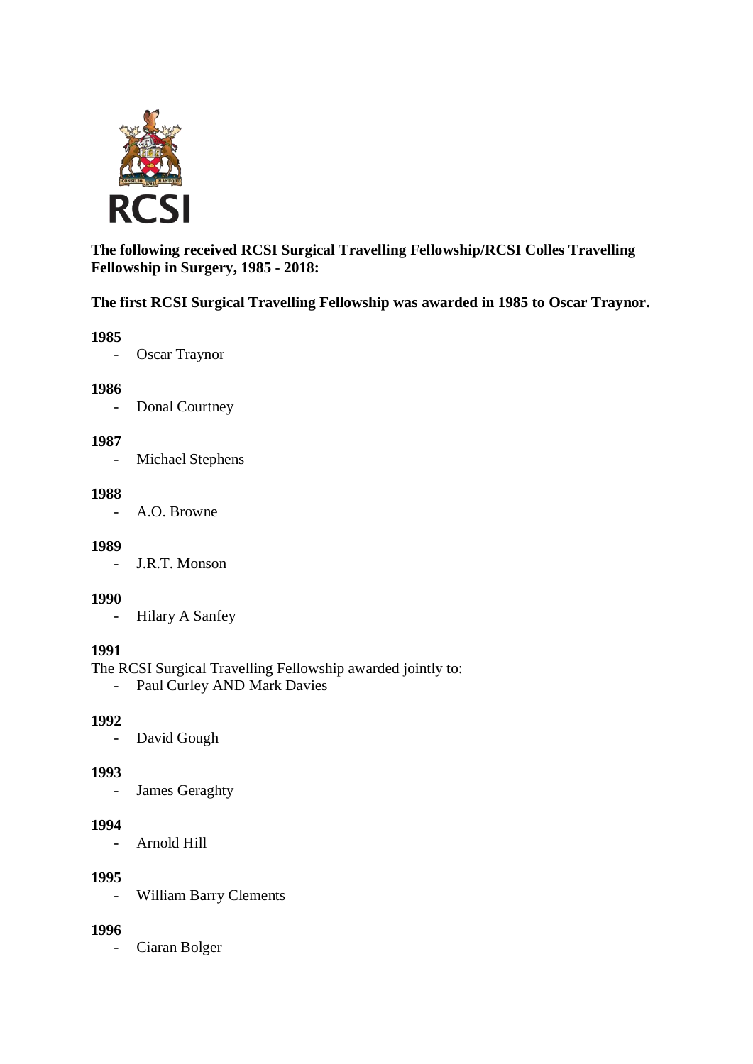**The following received RCSI Surgical Travelling Fellowship/RCSI Colles Travelling Fellowship in Surgery, 1985 - 2018:**

**The first RCSI Surgical Travelling Fellowship was awarded in 1985 to Oscar Traynor.**

**1985**

- Oscar Traynor

**1986**

- Donal Courtney

**1987**

- Michael Stephens

**1988**

- A.O. Browne

**1989**

- J.R.T. Monson

**1990**

- Hilary A Sanfey

**1991**

The RCSI Surgical Travelling Fellowship awarded jointly to:

- Paul Curley AND Mark Davies

**1992**

- David Gough

**1993**

- James Geraghty

**1994**

- Arnold Hill

**1995**

- William Barry Clements

**1996**

- Ciaran Bolger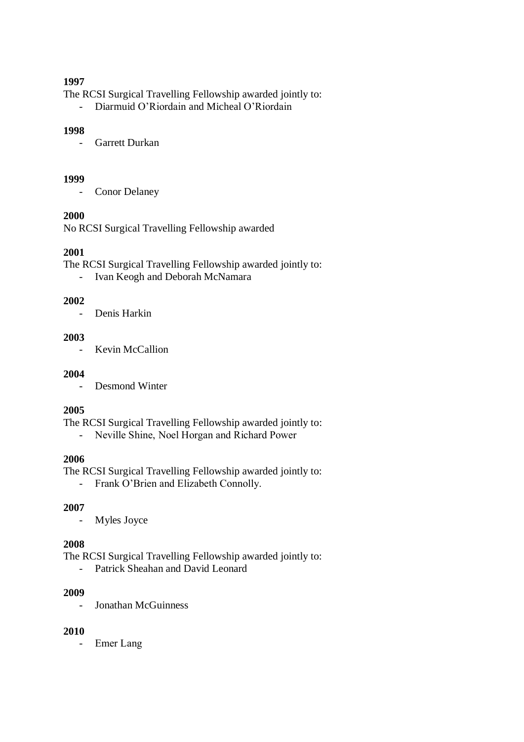**1997**

The RCSI Surgical Travelling Fellowship awarded jointly to:

- Diarmuid O'Riordain and Micheal O'Riordain

**1998**

- Garrett Durkan

**1999**

- Conor Delaney

**2000**

No RCSI Surgical Travelling Fellowship awarded

**2001**

The RCSI Surgical Travelling Fellowship awarded jointly to:

- Ivan Keogh and Deborah McNamara

**2002**

- Denis Harkin

**2003**

- Kevin McCallion

**2004**

- Desmond Winter

**2005**

The RCSI Surgical Travelling Fellowship awarded jointly to:

- Neville Shine, Noel Horgan and Richard Power

**2006**

The RCSI Surgical Travelling Fellowship awarded jointly to:

- Frank O'Brien and Elizabeth Connolly.

**2007**

- Myles Joyce

**2008**

The RCSI Surgical Travelling Fellowship awarded jointly to:

- Patrick Sheahan and David Leonard

**2009**

- Jonathan McGuinness

**2010**

- Emer Lang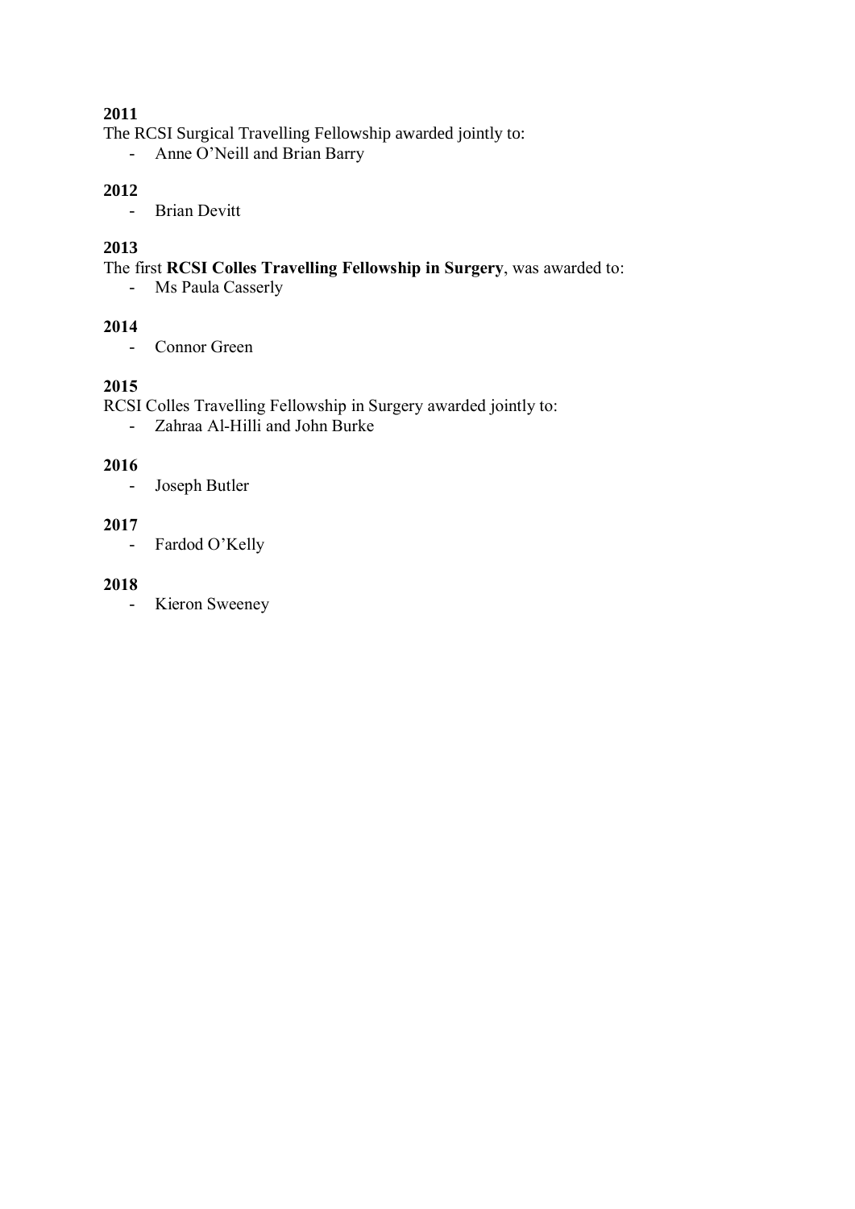**2011**

The RCSI Surgical Travelling Fellowship awarded jointly to:

- Anne O'Neill and Brian Barry

**2012**

- Brian Devitt

**2013**

The first **RCSI Colles Travelling Fellowship in Surgery**, was awarded to:

- Ms Paula Casserly

**2014**

- Connor Green

**2015**

RCSI Colles Travelling Fellowship in Surgery awarded jointly to:

- Zahraa Al-Hilli and John Burke

**2016**

- Joseph Butler

**2017**

- Fardod O'Kelly

**2018**

- Kieron Sweeney